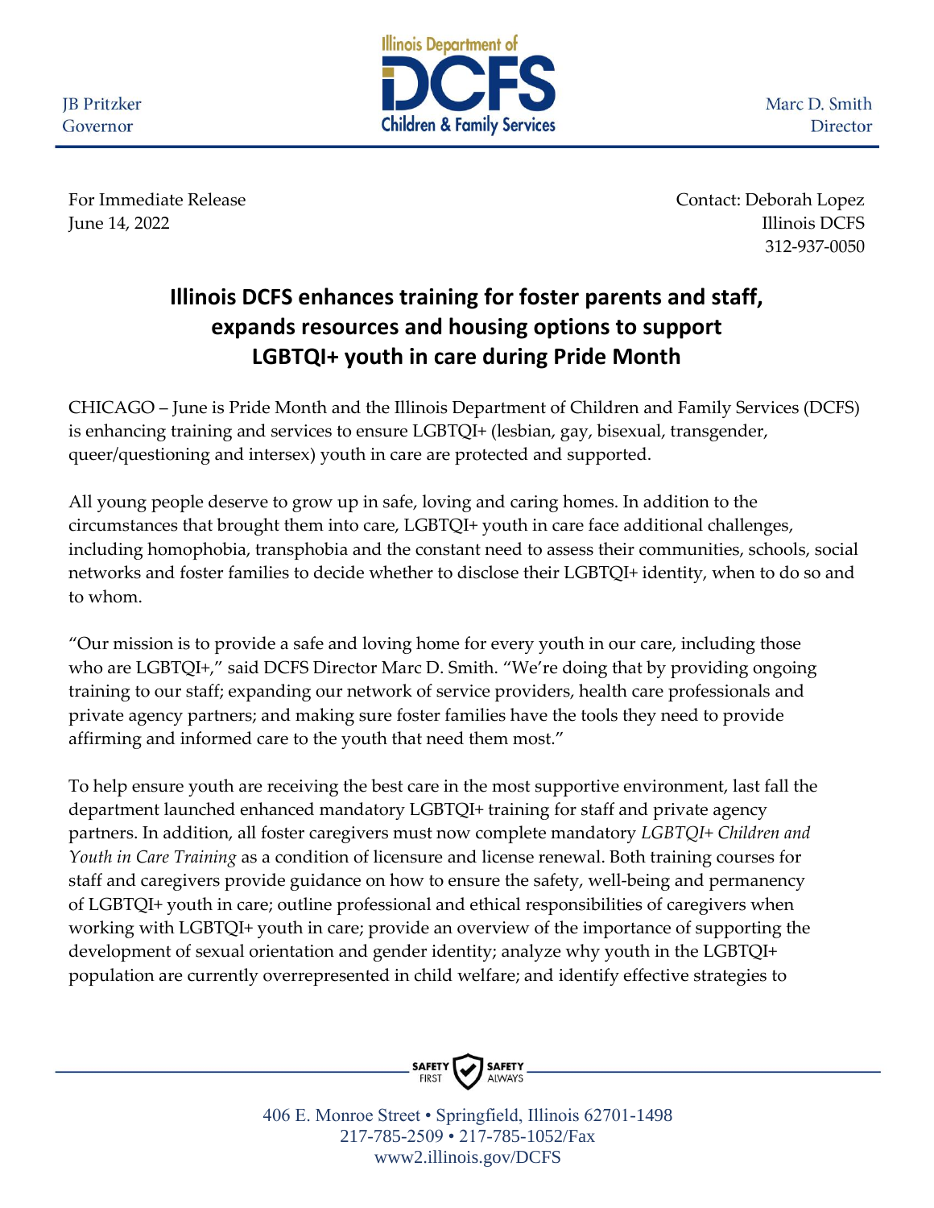JB Pritzker
Governor

Illinois Department of DCFS Children & Family Services

Marc D. Smith
Director

For Immediate Release
June 14, 2022

Contact: Deborah Lopez
Illinois DCFS
312-937-0050

# Illinois DCFS enhances training for foster parents and staff, expands resources and housing options to support LGBTQI+ youth in care during Pride Month

CHICAGO – June is Pride Month and the Illinois Department of Children and Family Services (DCFS) is enhancing training and services to ensure LGBTQI+ (lesbian, gay, bisexual, transgender, queer/questioning and intersex) youth in care are protected and supported.

All young people deserve to grow up in safe, loving and caring homes. In addition to the circumstances that brought them into care, LGBTQI+ youth in care face additional challenges, including homophobia, transphobia and the constant need to assess their communities, schools, social networks and foster families to decide whether to disclose their LGBTQI+ identity, when to do so and to whom.

"Our mission is to provide a safe and loving home for every youth in our care, including those who are LGBTQI+," said DCFS Director Marc D. Smith. "We're doing that by providing ongoing training to our staff; expanding our network of service providers, health care professionals and private agency partners; and making sure foster families have the tools they need to provide affirming and informed care to the youth that need them most."

To help ensure youth are receiving the best care in the most supportive environment, last fall the department launched enhanced mandatory LGBTQI+ training for staff and private agency partners. In addition, all foster caregivers must now complete mandatory *LGBTQI+ Children and Youth in Care Training* as a condition of licensure and license renewal. Both training courses for staff and caregivers provide guidance on how to ensure the safety, well-being and permanency of LGBTQI+ youth in care; outline professional and ethical responsibilities of caregivers when working with LGBTQI+ youth in care; provide an overview of the importance of supporting the development of sexual orientation and gender identity; analyze why youth in the LGBTQI+ population are currently overrepresented in child welfare; and identify effective strategies to

SAFETY FIRST SAFETY ALWAYS

406 E. Monroe Street • Springfield, Illinois 62701-1498
217-785-2509 • 217-785-1052/Fax
www2.illinois.gov/DCFS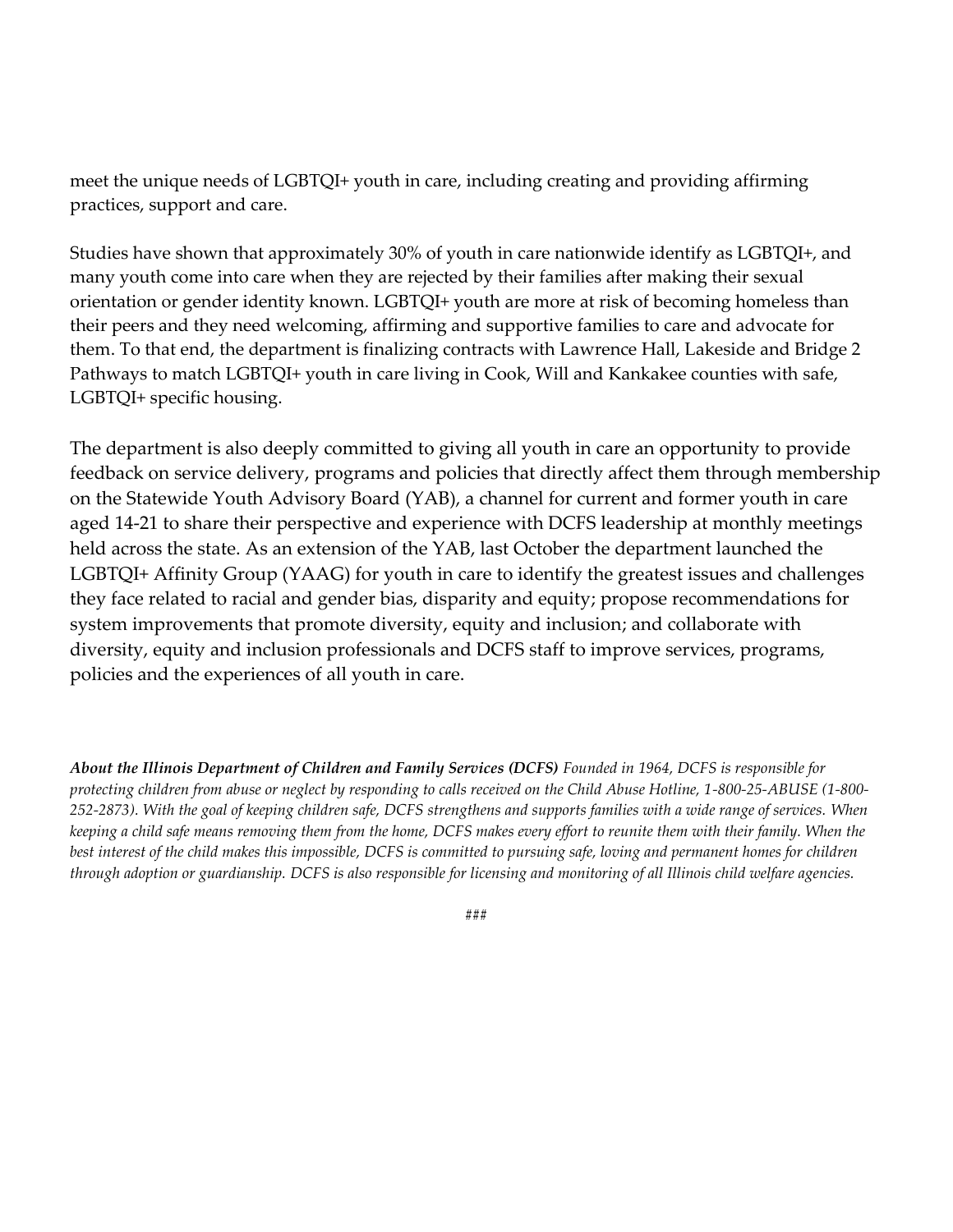meet the unique needs of LGBTQI+ youth in care, including creating and providing affirming practices, support and care.

Studies have shown that approximately 30% of youth in care nationwide identify as LGBTQI+, and many youth come into care when they are rejected by their families after making their sexual orientation or gender identity known. LGBTQI+ youth are more at risk of becoming homeless than their peers and they need welcoming, affirming and supportive families to care and advocate for them. To that end, the department is finalizing contracts with Lawrence Hall, Lakeside and Bridge 2 Pathways to match LGBTQI+ youth in care living in Cook, Will and Kankakee counties with safe, LGBTQI+ specific housing.

The department is also deeply committed to giving all youth in care an opportunity to provide feedback on service delivery, programs and policies that directly affect them through membership on the Statewide Youth Advisory Board (YAB), a channel for current and former youth in care aged 14-21 to share their perspective and experience with DCFS leadership at monthly meetings held across the state. As an extension of the YAB, last October the department launched the LGBTQI+ Affinity Group (YAAG) for youth in care to identify the greatest issues and challenges they face related to racial and gender bias, disparity and equity; propose recommendations for system improvements that promote diversity, equity and inclusion; and collaborate with diversity, equity and inclusion professionals and DCFS staff to improve services, programs, policies and the experiences of all youth in care.

***About the Illinois Department of Children and Family Services (DCFS)*** *Founded in 1964, DCFS is responsible for protecting children from abuse or neglect by responding to calls received on the Child Abuse Hotline, 1-800-25-ABUSE (1-800-252-2873). With the goal of keeping children safe, DCFS strengthens and supports families with a wide range of services. When keeping a child safe means removing them from the home, DCFS makes every effort to reunite them with their family. When the best interest of the child makes this impossible, DCFS is committed to pursuing safe, loving and permanent homes for children through adoption or guardianship. DCFS is also responsible for licensing and monitoring of all Illinois child welfare agencies.*

###